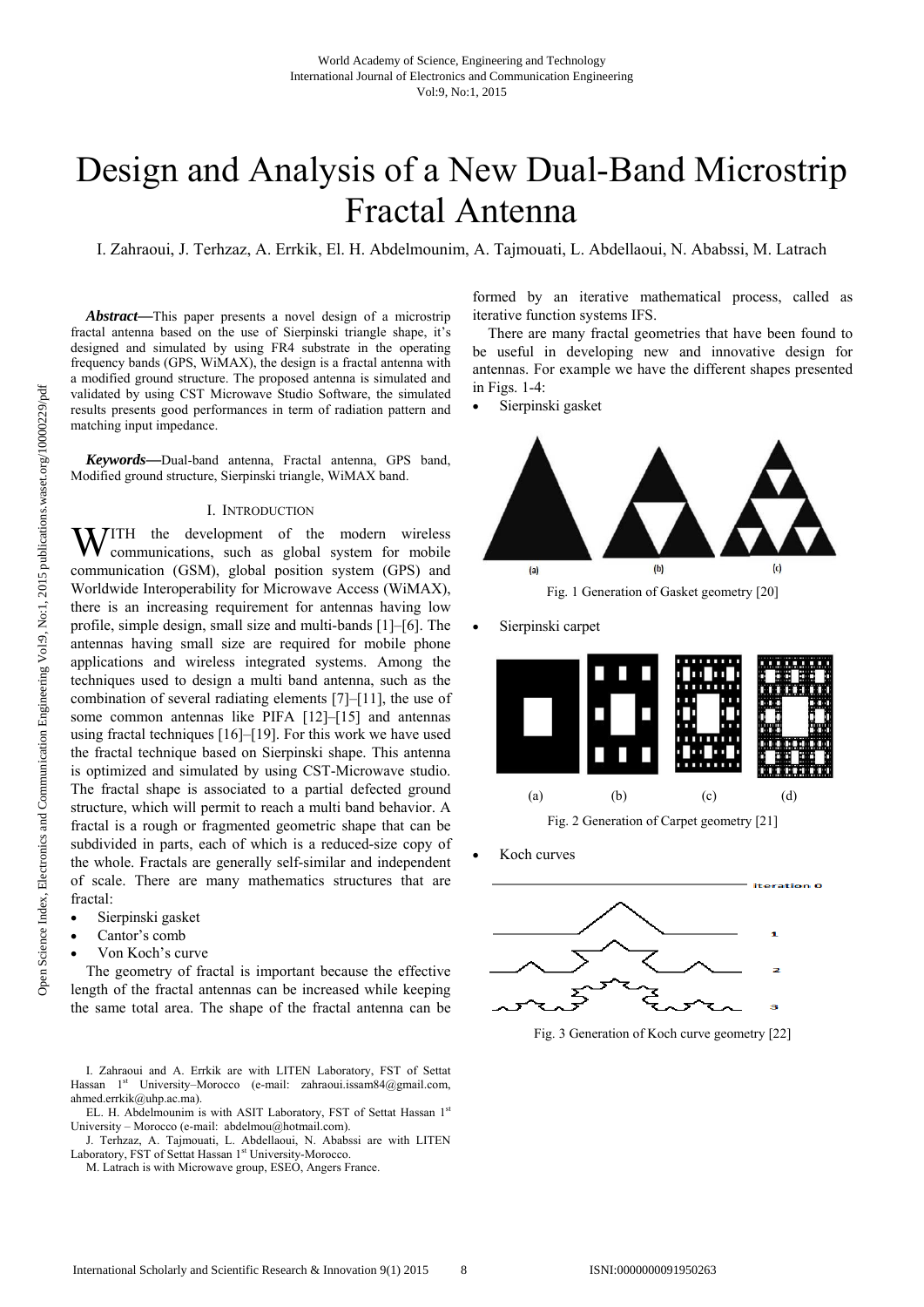# Design and Analysis of a New Dual-Band Microstrip Fractal Antenna

I. Zahraoui, J. Terhzaz, A. Errkik, El. H. Abdelmounim, A. Tajmouati, L. Abdellaoui, N. Ababssi, M. Latrach

***Abstract*—**This paper presents a novel design of a microstrip fractal antenna based on the use of Sierpinski triangle shape, it's designed and simulated by using FR4 substrate in the operating frequency bands (GPS, WiMAX), the design is a fractal antenna with a modified ground structure. The proposed antenna is simulated and validated by using CST Microwave Studio Software, the simulated results presents good performances in term of radiation pattern and matching input impedance.

***Keywords*—**Dual-band antenna, Fractal antenna, GPS band, Modified ground structure, Sierpinski triangle, WiMAX band.

## I. Introduction

WITH the development of the modern wireless communications, such as global system for mobile communication (GSM), global position system (GPS) and Worldwide Interoperability for Microwave Access (WiMAX), there is an increasing requirement for antennas having low profile, simple design, small size and multi-bands [1]–[6]. The antennas having small size are required for mobile phone applications and wireless integrated systems. Among the techniques used to design a multi band antenna, such as the combination of several radiating elements [7]–[11], the use of some common antennas like PIFA [12]–[15] and antennas using fractal techniques [16]–[19]. For this work we have used the fractal technique based on Sierpinski shape. This antenna is optimized and simulated by using CST-Microwave studio. The fractal shape is associated to a partial defected ground structure, which will permit to reach a multi band behavior. A fractal is a rough or fragmented geometric shape that can be subdivided in parts, each of which is a reduced-size copy of the whole. Fractals are generally self-similar and independent of scale. There are many mathematics structures that are fractal:

- Sierpinski gasket
- Cantor's comb
- Von Koch's curve

The geometry of fractal is important because the effective length of the fractal antennas can be increased while keeping the same total area. The shape of the fractal antenna can be formed by an iterative mathematical process, called as iterative function systems IFS.

There are many fractal geometries that have been found to be useful in developing new and innovative design for antennas. For example we have the different shapes presented in Figs. 1-4:

- Sierpinski gasket

Fig. 1 Generation of Gasket geometry [20]

- Sierpinski carpet

Fig. 2 Generation of Carpet geometry [21]

- Koch curves

Fig. 3 Generation of Koch curve geometry [22]

I. Zahraoui and A. Errkik are with LITEN Laboratory, FST of Settat Hassan 1st University–Morocco (e-mail: zahraoui.issam84@gmail.com, ahmed.errkik@uhp.ac.ma).

EL. H. Abdelmounim is with ASIT Laboratory, FST of Settat Hassan 1st University – Morocco (e-mail: abdelmou@hotmail.com).

J. Terhzaz, A. Tajmouati, L. Abdellaoui, N. Ababssi are with LITEN Laboratory, FST of Settat Hassan 1st University-Morocco.

M. Latrach is with Microwave group, ESEO, Angers France.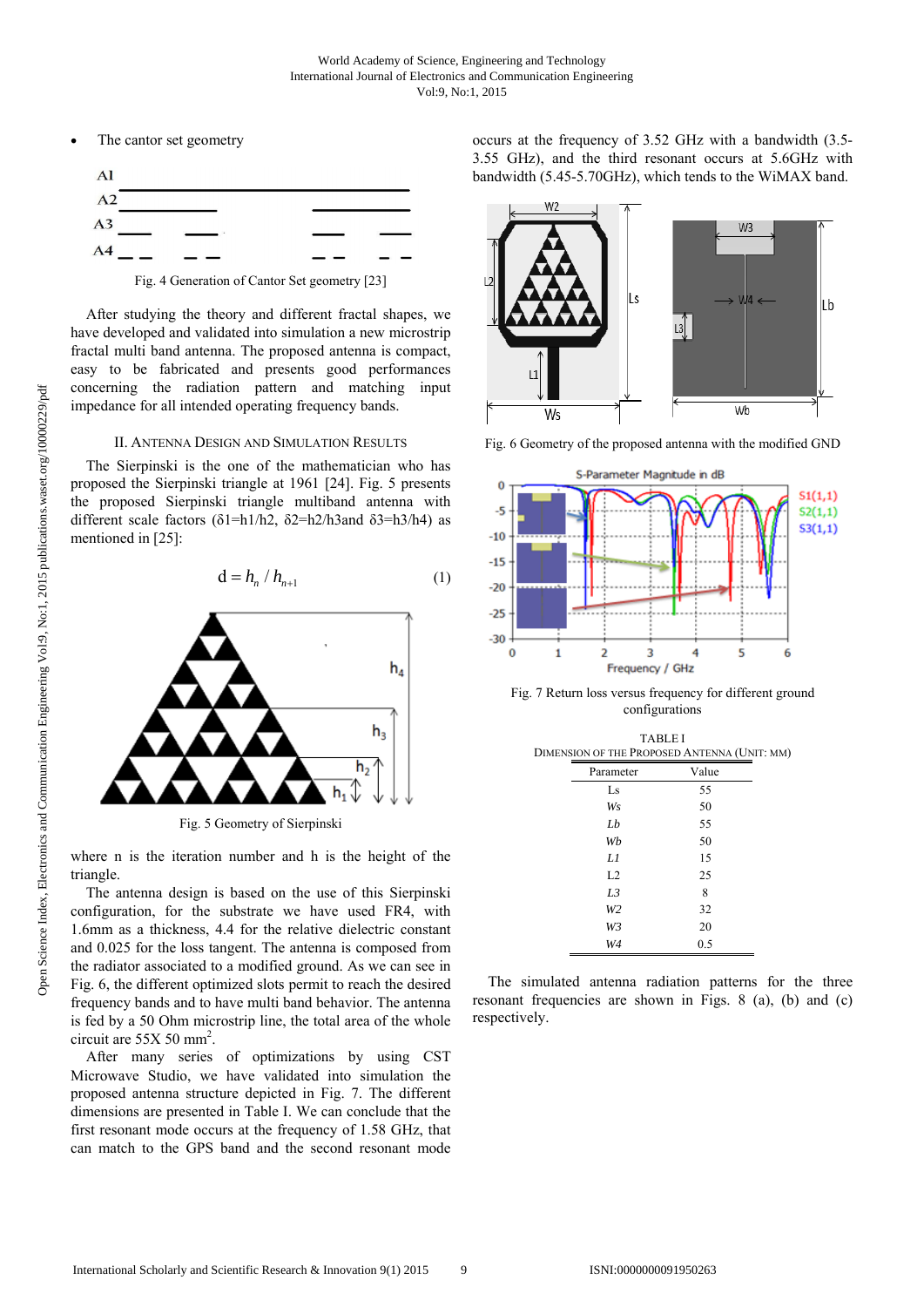- The cantor set geometry

Fig. 4 Generation of Cantor Set geometry [23]

After studying the theory and different fractal shapes, we have developed and validated into simulation a new microstrip fractal multi band antenna. The proposed antenna is compact, easy to be fabricated and presents good performances concerning the radiation pattern and matching input impedance for all intended operating frequency bands.

## II. Antenna Design and Simulation Results

The Sierpinski is the one of the mathematician who has proposed the Sierpinski triangle at 1961 [24]. Fig. 5 presents the proposed Sierpinski triangle multiband antenna with different scale factors ($\delta 1=h1/h2$, $\delta 2=h2/h3$and $\delta 3=h3/h4$) as mentioned in [25]:

$$d = h_n / h_{n+1} \tag{1}$$

Fig. 5 Geometry of Sierpinski

where n is the iteration number and h is the height of the triangle.

The antenna design is based on the use of this Sierpinski configuration, for the substrate we have used FR4, with 1.6mm as a thickness, 4.4 for the relative dielectric constant and 0.025 for the loss tangent. The antenna is composed from the radiator associated to a modified ground. As we can see in Fig. 6, the different optimized slots permit to reach the desired frequency bands and to have multi band behavior. The antenna is fed by a 50 Ohm microstrip line, the total area of the whole circuit are 55X 50 mm$^2$.

After many series of optimizations by using CST Microwave Studio, we have validated into simulation the proposed antenna structure depicted in Fig. 7. The different dimensions are presented in Table I. We can conclude that the first resonant mode occurs at the frequency of 1.58 GHz, that can match to the GPS band and the second resonant mode occurs at the frequency of 3.52 GHz with a bandwidth (3.5-3.55 GHz), and the third resonant occurs at 5.6GHz with bandwidth (5.45-5.70GHz), which tends to the WiMAX band.

Fig. 6 Geometry of the proposed antenna with the modified GND

Fig. 7 Return loss versus frequency for different ground configurations

TABLE I
Dimension of the Proposed Antenna (Unit: mm)

| Parameter | Value |
|---|---|
| Ls | 55 |
| Ws | 50 |
| Lb | 55 |
| Wb | 50 |
| L1 | 15 |
| L2 | 25 |
| L3 | 8 |
| W2 | 32 |
| W3 | 20 |
| W4 | 0.5 |

The simulated antenna radiation patterns for the three resonant frequencies are shown in Figs. 8 (a), (b) and (c) respectively.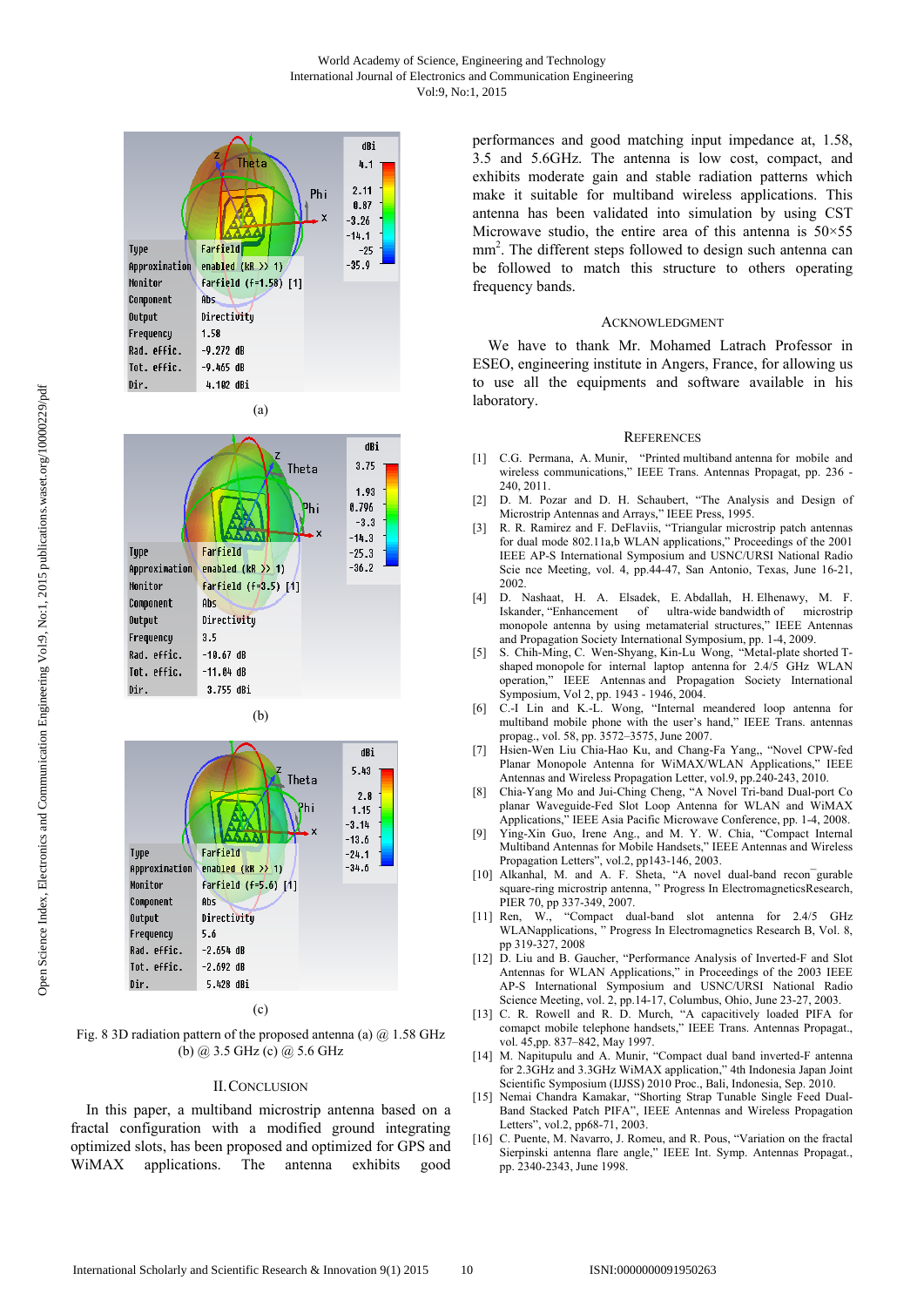(a)

(b)

(c)

Fig. 8 3D radiation pattern of the proposed antenna (a) @ 1.58 GHz (b) @ 3.5 GHz (c) @ 5.6 GHz

## II. Conclusion

In this paper, a multiband microstrip antenna based on a fractal configuration with a modified ground integrating optimized slots, has been proposed and optimized for GPS and WiMAX applications. The antenna exhibits good performances and good matching input impedance at, 1.58, 3.5 and 5.6GHz. The antenna is low cost, compact, and exhibits moderate gain and stable radiation patterns which make it suitable for multiband wireless applications. This antenna has been validated into simulation by using CST Microwave studio, the entire area of this antenna is 50×55 $mm^2$. The different steps followed to design such antenna can be followed to match this structure to others operating frequency bands.

## Acknowledgment

We have to thank Mr. Mohamed Latrach Professor in ESEO, engineering institute in Angers, France, for allowing us to use all the equipments and software available in his laboratory.

## References

[1] C.G. Permana, A. Munir, "Printed multiband antenna for mobile and wireless communications," IEEE Trans. Antennas Propagat, pp. 236 - 240, 2011.

[2] D. M. Pozar and D. H. Schaubert, "The Analysis and Design of Microstrip Antennas and Arrays," IEEE Press, 1995.

[3] R. R. Ramirez and F. DeFlaviis, "Triangular microstrip patch antennas for dual mode 802.11a,b WLAN applications," Proceedings of the 2001 IEEE AP-S International Symposium and USNC/URSI National Radio Scie nce Meeting, vol. 4, pp.44-47, San Antonio, Texas, June 16-21, 2002.

[4] D. Nashaat, H. A. Elsadek, E. Abdallah, H. Elhenawy, M. F. Iskander, "Enhancement of ultra-wide bandwidth of microstrip monopole antenna by using metamaterial structures," IEEE Antennas and Propagation Society International Symposium, pp. 1-4, 2009.

[5] S. Chih-Ming, C. Wen-Shyang, Kin-Lu Wong, "Metal-plate shorted T-shaped monopole for internal laptop antenna for 2.4/5 GHz WLAN operation," IEEE Antennas and Propagation Society International Symposium, Vol 2, pp. 1943 - 1946, 2004.

[6] C.-I Lin and K.-L. Wong, "Internal meandered loop antenna for multiband mobile phone with the user's hand," IEEE Trans. antennas propag., vol. 58, pp. 3572–3575, June 2007.

[7] Hsien-Wen Liu Chia-Hao Ku, and Chang-Fa Yang,, "Novel CPW-fed Planar Monopole Antenna for WiMAX/WLAN Applications," IEEE Antennas and Wireless Propagation Letter, vol.9, pp.240-243, 2010.

[8] Chia-Yang Mo and Jui-Ching Cheng, "A Novel Tri-band Dual-port Co planar Waveguide-Fed Slot Loop Antenna for WLAN and WiMAX Applications," IEEE Asia Pacific Microwave Conference, pp. 1-4, 2008.

[9] Ying-Xin Guo, Irene Ang., and M. Y. W. Chia, "Compact Internal Multiband Antennas for Mobile Handsets," IEEE Antennas and Wireless Propagation Letters", vol.2, pp143-146, 2003.

[10] Alkanhal, M. and A. F. Sheta, "A novel dual-band recon¯gurable square-ring microstrip antenna, " Progress In ElectromagneticsResearch, PIER 70, pp 337-349, 2007.

[11] Ren, W., "Compact dual-band slot antenna for 2.4/5 GHz WLANapplications, " Progress In Electromagnetics Research B, Vol. 8, pp 319-327, 2008

[12] D. Liu and B. Gaucher, "Performance Analysis of Inverted-F and Slot Antennas for WLAN Applications," in Proceedings of the 2003 IEEE AP-S International Symposium and USNC/URSI National Radio Science Meeting, vol. 2, pp.14-17, Columbus, Ohio, June 23-27, 2003.

[13] C. R. Rowell and R. D. Murch, "A capacitively loaded PIFA for compact mobile telephone handsets," IEEE Trans. Antennas Propagat., vol. 45,pp. 837–842, May 1997.

[14] M. Nipitupulu and A. Munir, "Compact dual band inverted-F antenna for 2.3GHz and 3.3GHz WiMAX application," 4th Indonesia Japan Joint Scientific Symposium (IJJSS) 2010 Proc., Bali, Indonesia, Sep. 2010.

[15] Nemai Chandra Kamakar, "Shorting Strap Tunable Single Feed Dual-Band Stacked Patch PIFA", IEEE Antennas and Wireless Propagation Letters", vol.2, pp68-71, 2003.

[16] C. Puente, M. Navarro, J. Romeu, and R. Pous, "Variation on the fractal Sierpinski antenna flare angle," IEEE Int. Symp. Antennas Propagat., pp. 2340-2343, June 1998.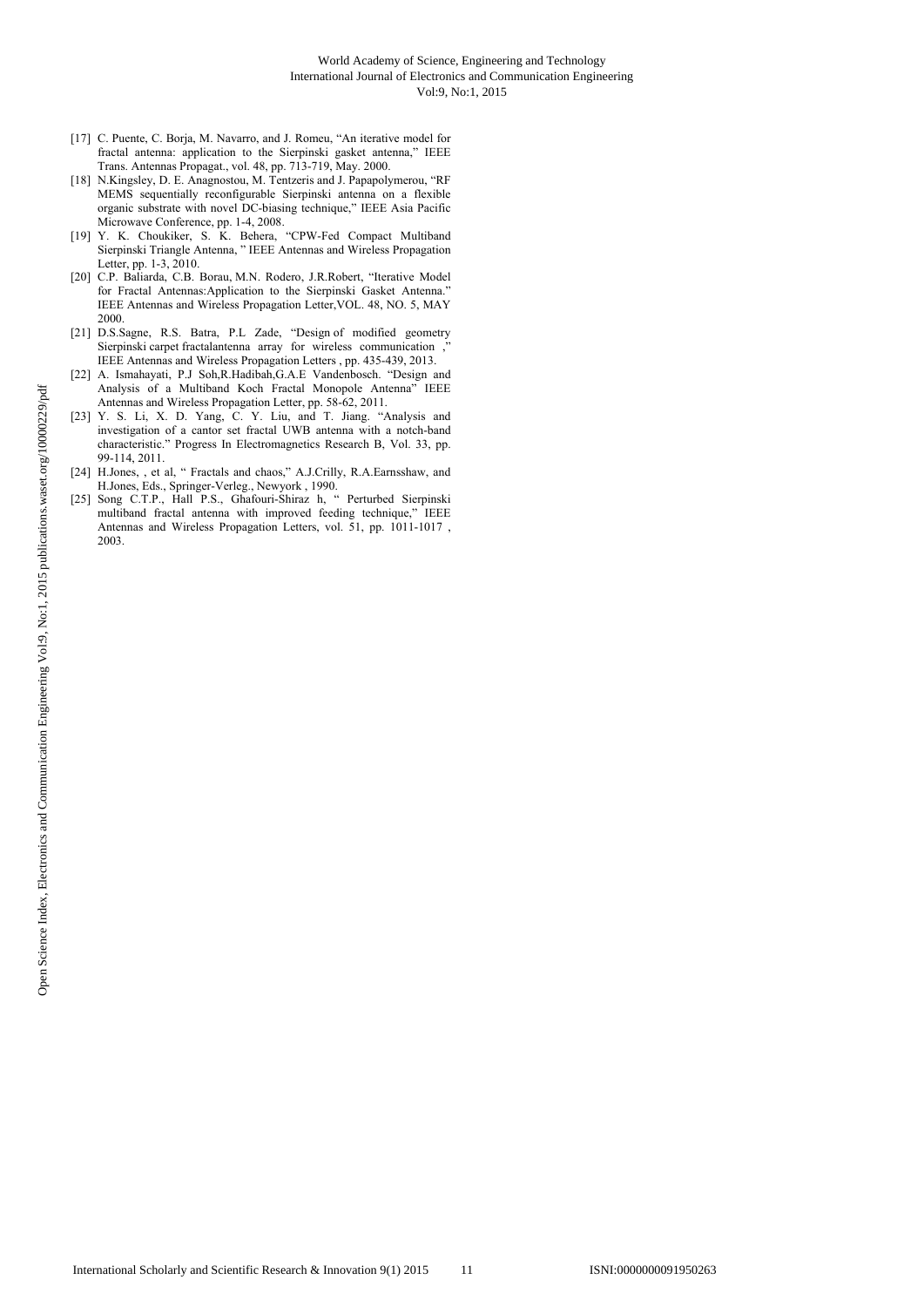[17] C. Puente, C. Borja, M. Navarro, and J. Romeu, "An iterative model for fractal antenna: application to the Sierpinski gasket antenna," IEEE Trans. Antennas Propagat., vol. 48, pp. 713-719, May. 2000.

[18] N.Kingsley, D. E. Anagnostou, M. Tentzeris and J. Papapolymerou, "RF MEMS sequentially reconfigurable Sierpinski antenna on a flexible organic substrate with novel DC-biasing technique," IEEE Asia Pacific Microwave Conference, pp. 1-4, 2008.

[19] Y. K. Choukiker, S. K. Behera, "CPW-Fed Compact Multiband Sierpinski Triangle Antenna, " IEEE Antennas and Wireless Propagation Letter, pp. 1-3, 2010.

[20] C.P. Baliarda, C.B. Borau, M.N. Rodero, J.R.Robert, "Iterative Model for Fractal Antennas:Application to the Sierpinski Gasket Antenna." IEEE Antennas and Wireless Propagation Letter,VOL. 48, NO. 5, MAY 2000.

[21] D.S.Sagne, R.S. Batra, P.L Zade, "Design of modified geometry Sierpinski carpet fractalantenna array for wireless communication ," IEEE Antennas and Wireless Propagation Letters , pp. 435-439, 2013.

[22] A. Ismahayati, P.J Soh,R.Hadibah,G.A.E Vandenbosch. "Design and Analysis of a Multiband Koch Fractal Monopole Antenna" IEEE Antennas and Wireless Propagation Letter, pp. 58-62, 2011.

[23] Y. S. Li, X. D. Yang, C. Y. Liu, and T. Jiang. "Analysis and investigation of a cantor set fractal UWB antenna with a notch-band characteristic." Progress In Electromagnetics Research B, Vol. 33, pp. 99-114, 2011.

[24] H.Jones, , et al, " Fractals and chaos," A.J.Crilly, R.A.Earnsshaw, and H.Jones, Eds., Springer-Verleg., Newyork , 1990.

[25] Song C.T.P., Hall P.S., Ghafouri-Shiraz h, " Perturbed Sierpinski multiband fractal antenna with improved feeding technique," IEEE Antennas and Wireless Propagation Letters, vol. 51, pp. 1011-1017 , 2003.